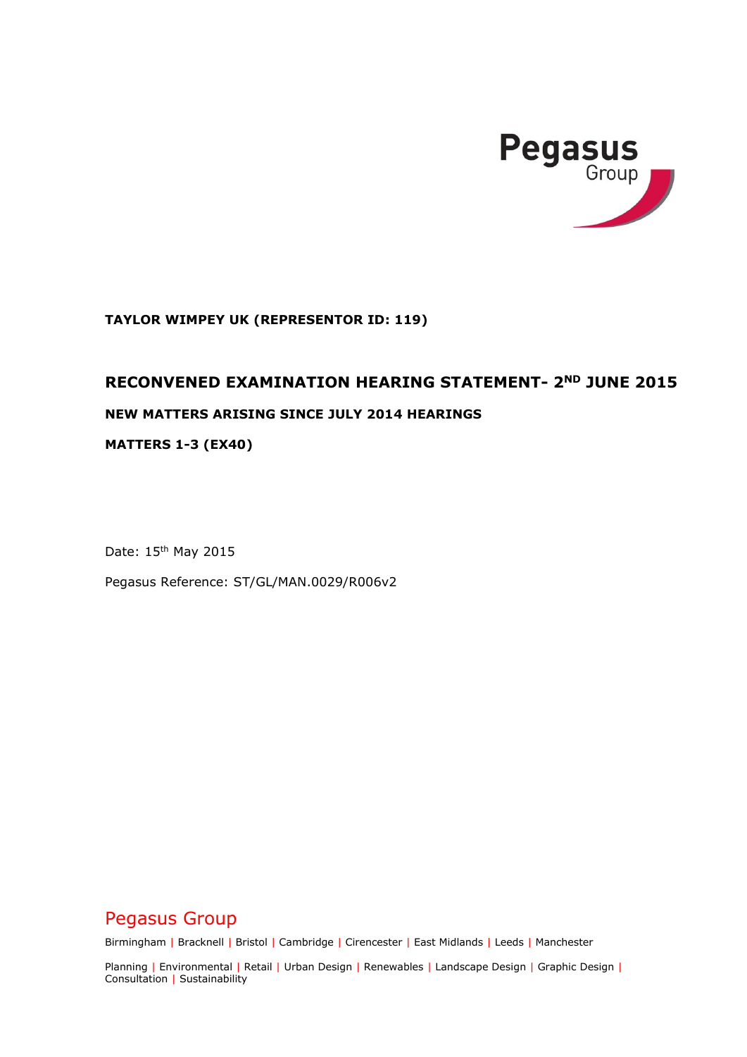Pegasus Group

**TAYLOR WIMPEY UK (REPRESENTOR ID: 119)**

# RECONVENED EXAMINATION HEARING STATEMENT- 2ND JUNE 2015

## NEW MATTERS ARISING SINCE JULY 2014 HEARINGS

## MATTERS 1-3 (EX40)

Date: 15th May 2015

Pegasus Reference: ST/GL/MAN.0029/R006v2

Pegasus Group

Birmingham | Bracknell | Bristol | Cambridge | Cirencester | East Midlands | Leeds | Manchester

Planning | Environmental | Retail | Urban Design | Renewables | Landscape Design | Graphic Design | Consultation | Sustainability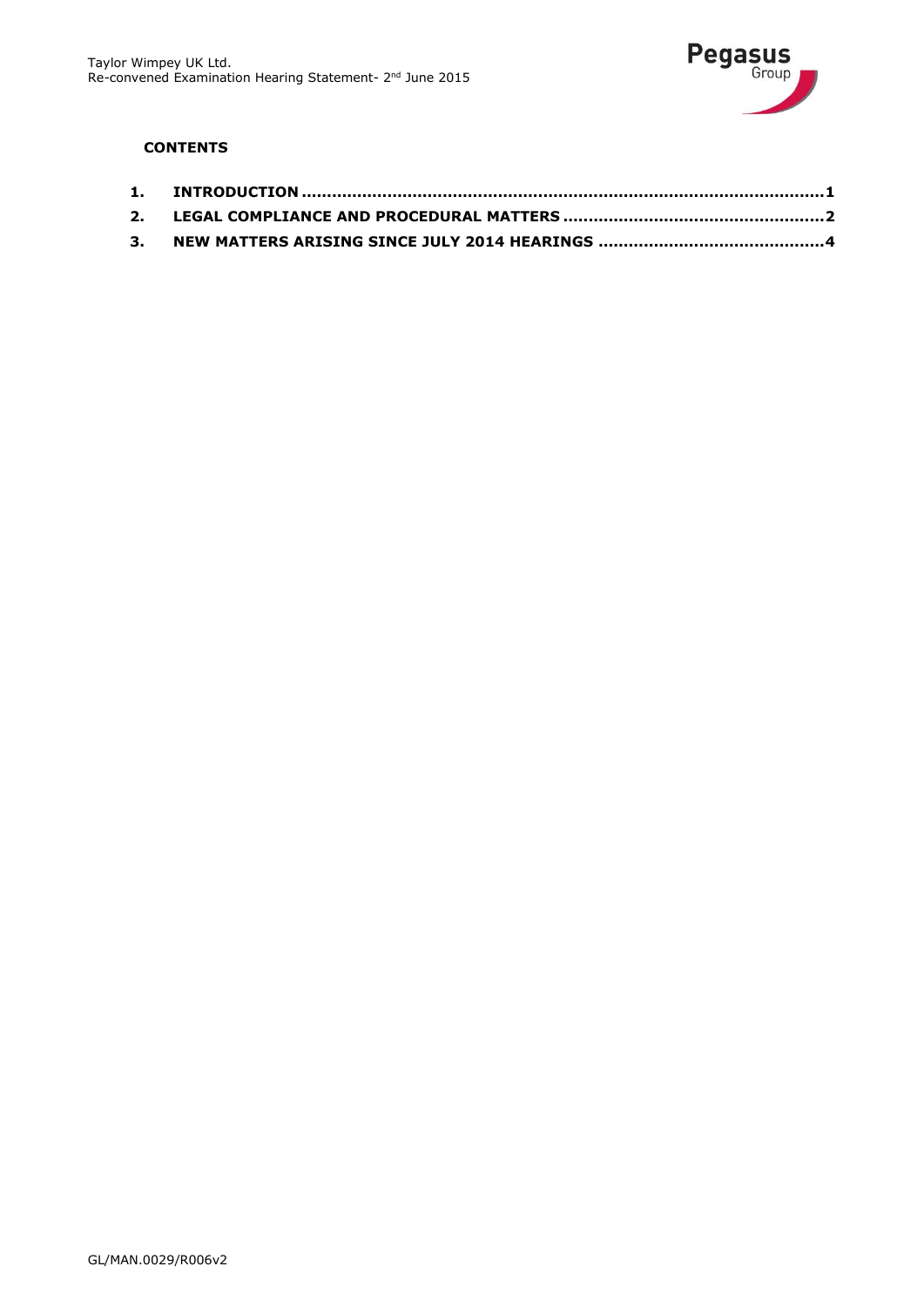## CONTENTS

1. INTRODUCTION ........................................................................................................1
2. LEGAL COMPLIANCE AND PROCEDURAL MATTERS ...................................................2
3. NEW MATTERS ARISING SINCE JULY 2014 HEARINGS ............................................4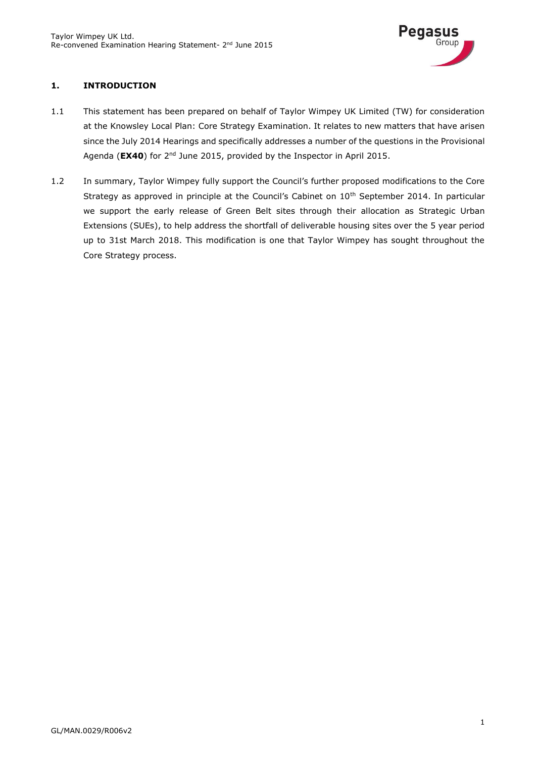## 1. INTRODUCTION

1.1 This statement has been prepared on behalf of Taylor Wimpey UK Limited (TW) for consideration at the Knowsley Local Plan: Core Strategy Examination. It relates to new matters that have arisen since the July 2014 Hearings and specifically addresses a number of the questions in the Provisional Agenda (**EX40**) for 2nd June 2015, provided by the Inspector in April 2015.

1.2 In summary, Taylor Wimpey fully support the Council's further proposed modifications to the Core Strategy as approved in principle at the Council's Cabinet on 10th September 2014. In particular we support the early release of Green Belt sites through their allocation as Strategic Urban Extensions (SUEs), to help address the shortfall of deliverable housing sites over the 5 year period up to 31st March 2018. This modification is one that Taylor Wimpey has sought throughout the Core Strategy process.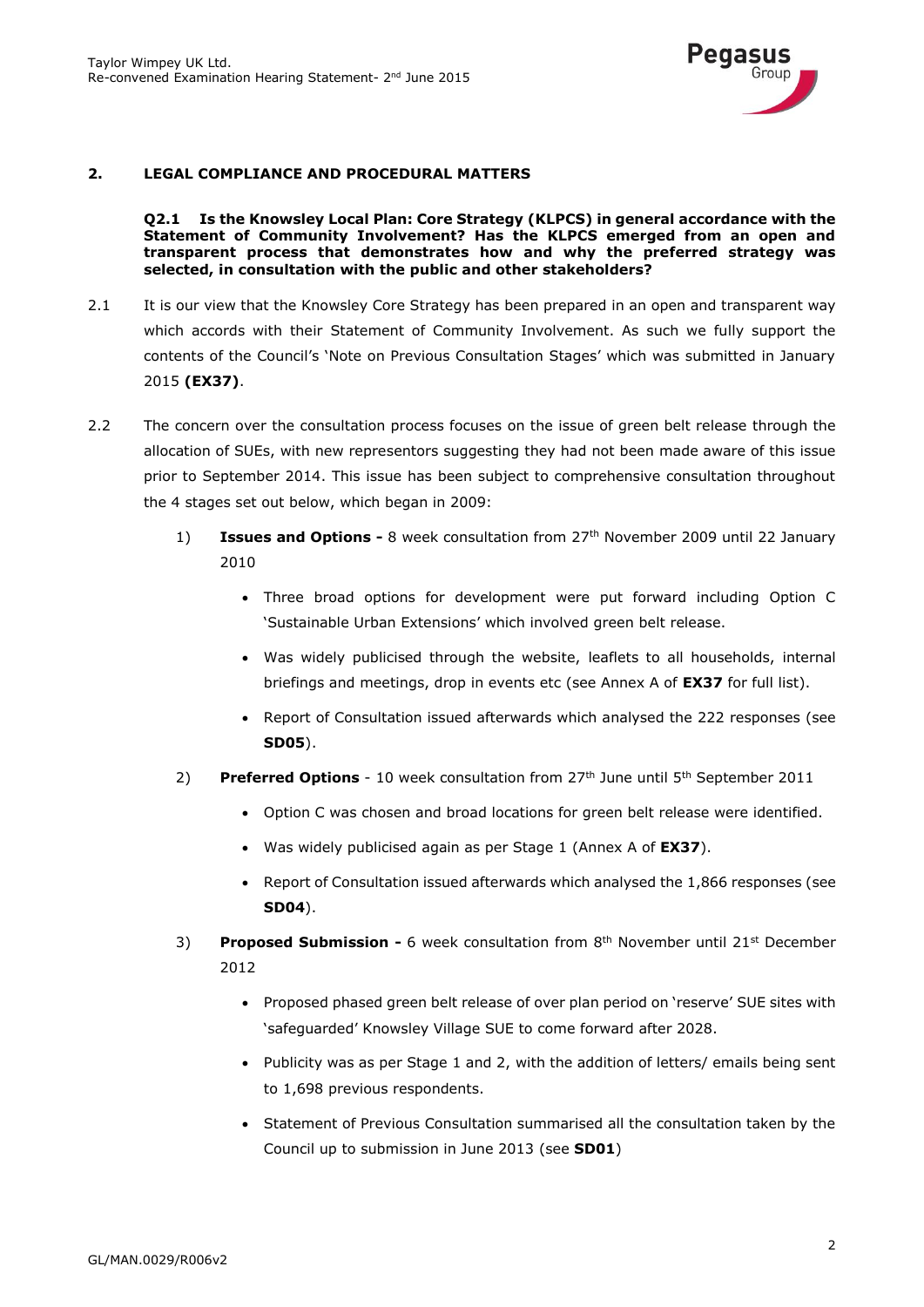## 2. LEGAL COMPLIANCE AND PROCEDURAL MATTERS

**Q2.1 Is the Knowsley Local Plan: Core Strategy (KLPCS) in general accordance with the Statement of Community Involvement? Has the KLPCS emerged from an open and transparent process that demonstrates how and why the preferred strategy was selected, in consultation with the public and other stakeholders?**

2.1 It is our view that the Knowsley Core Strategy has been prepared in an open and transparent way which accords with their Statement of Community Involvement. As such we fully support the contents of the Council's 'Note on Previous Consultation Stages' which was submitted in January 2015 **(EX37)**.

2.2 The concern over the consultation process focuses on the issue of green belt release through the allocation of SUEs, with new representors suggesting they had not been made aware of this issue prior to September 2014. This issue has been subject to comprehensive consultation throughout the 4 stages set out below, which began in 2009:

1) **Issues and Options -** 8 week consultation from 27th November 2009 until 22 January 2010
   - Three broad options for development were put forward including Option C 'Sustainable Urban Extensions' which involved green belt release.
   - Was widely publicised through the website, leaflets to all households, internal briefings and meetings, drop in events etc (see Annex A of **EX37** for full list).
   - Report of Consultation issued afterwards which analysed the 222 responses (see **SD05**).

2) **Preferred Options** - 10 week consultation from 27th June until 5th September 2011
   - Option C was chosen and broad locations for green belt release were identified.
   - Was widely publicised again as per Stage 1 (Annex A of **EX37**).
   - Report of Consultation issued afterwards which analysed the 1,866 responses (see **SD04**).

3) **Proposed Submission -** 6 week consultation from 8th November until 21st December 2012
   - Proposed phased green belt release of over plan period on 'reserve' SUE sites with 'safeguarded' Knowsley Village SUE to come forward after 2028.
   - Publicity was as per Stage 1 and 2, with the addition of letters/ emails being sent to 1,698 previous respondents.
   - Statement of Previous Consultation summarised all the consultation taken by the Council up to submission in June 2013 (see **SD01**)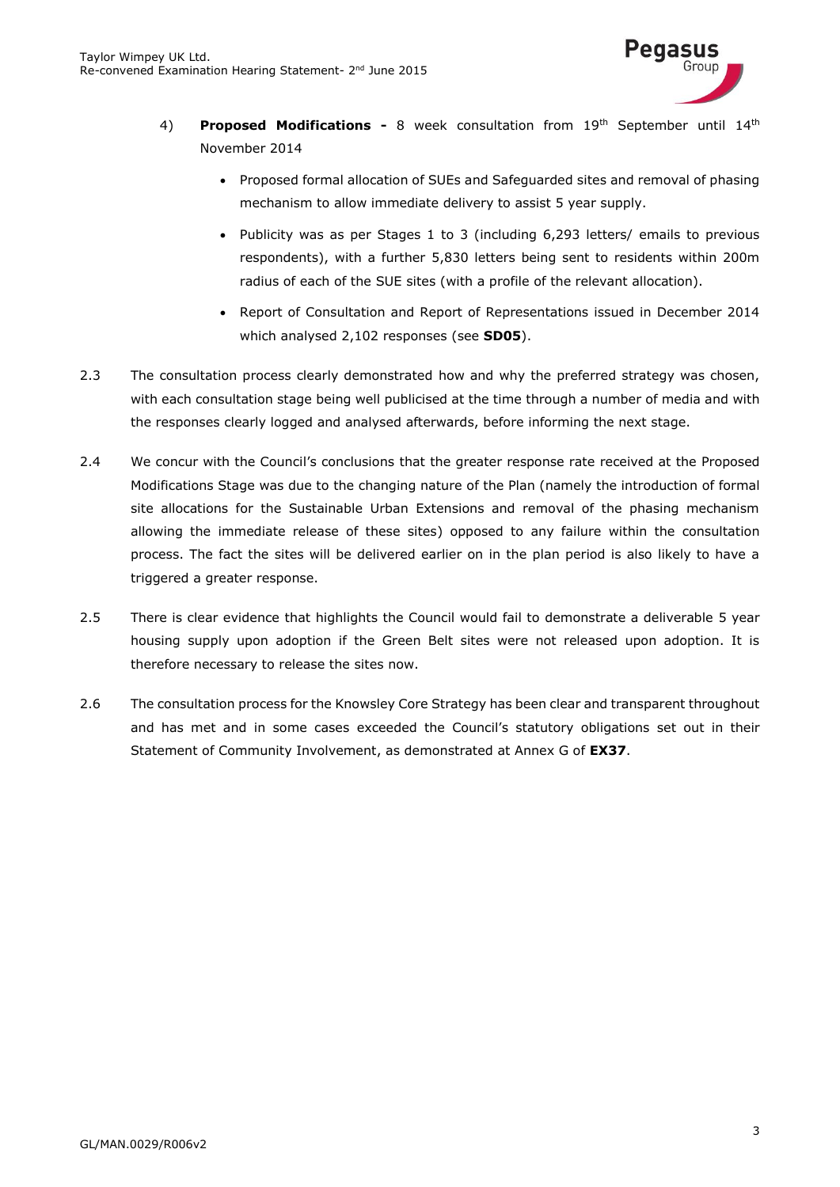4) **Proposed Modifications -** 8 week consultation from 19th September until 14th November 2014

- Proposed formal allocation of SUEs and Safeguarded sites and removal of phasing mechanism to allow immediate delivery to assist 5 year supply.
- Publicity was as per Stages 1 to 3 (including 6,293 letters/ emails to previous respondents), with a further 5,830 letters being sent to residents within 200m radius of each of the SUE sites (with a profile of the relevant allocation).
- Report of Consultation and Report of Representations issued in December 2014 which analysed 2,102 responses (see **SD05**).

2.3 The consultation process clearly demonstrated how and why the preferred strategy was chosen, with each consultation stage being well publicised at the time through a number of media and with the responses clearly logged and analysed afterwards, before informing the next stage.

2.4 We concur with the Council's conclusions that the greater response rate received at the Proposed Modifications Stage was due to the changing nature of the Plan (namely the introduction of formal site allocations for the Sustainable Urban Extensions and removal of the phasing mechanism allowing the immediate release of these sites) opposed to any failure within the consultation process. The fact the sites will be delivered earlier on in the plan period is also likely to have a triggered a greater response.

2.5 There is clear evidence that highlights the Council would fail to demonstrate a deliverable 5 year housing supply upon adoption if the Green Belt sites were not released upon adoption. It is therefore necessary to release the sites now.

2.6 The consultation process for the Knowsley Core Strategy has been clear and transparent throughout and has met and in some cases exceeded the Council's statutory obligations set out in their Statement of Community Involvement, as demonstrated at Annex G of **EX37**.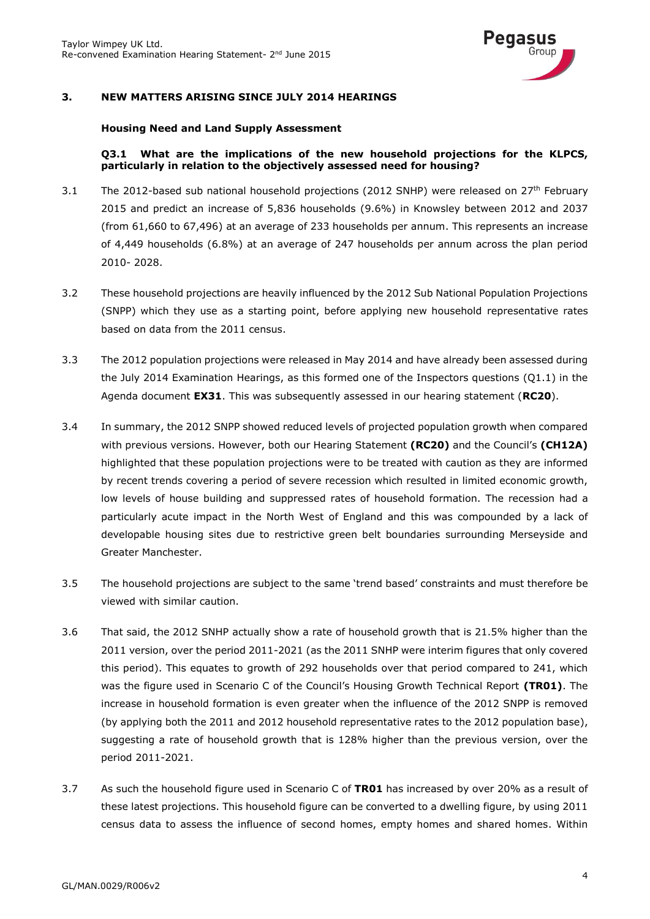## 3. NEW MATTERS ARISING SINCE JULY 2014 HEARINGS

### Housing Need and Land Supply Assessment

**Q3.1 What are the implications of the new household projections for the KLPCS, particularly in relation to the objectively assessed need for housing?**

3.1 The 2012-based sub national household projections (2012 SNHP) were released on 27th February 2015 and predict an increase of 5,836 households (9.6%) in Knowsley between 2012 and 2037 (from 61,660 to 67,496) at an average of 233 households per annum. This represents an increase of 4,449 households (6.8%) at an average of 247 households per annum across the plan period 2010- 2028.

3.2 These household projections are heavily influenced by the 2012 Sub National Population Projections (SNPP) which they use as a starting point, before applying new household representative rates based on data from the 2011 census.

3.3 The 2012 population projections were released in May 2014 and have already been assessed during the July 2014 Examination Hearings, as this formed one of the Inspectors questions (Q1.1) in the Agenda document **EX31**. This was subsequently assessed in our hearing statement (**RC20**).

3.4 In summary, the 2012 SNPP showed reduced levels of projected population growth when compared with previous versions. However, both our Hearing Statement **(RC20)** and the Council's **(CH12A)** highlighted that these population projections were to be treated with caution as they are informed by recent trends covering a period of severe recession which resulted in limited economic growth, low levels of house building and suppressed rates of household formation. The recession had a particularly acute impact in the North West of England and this was compounded by a lack of developable housing sites due to restrictive green belt boundaries surrounding Merseyside and Greater Manchester.

3.5 The household projections are subject to the same 'trend based' constraints and must therefore be viewed with similar caution.

3.6 That said, the 2012 SNHP actually show a rate of household growth that is 21.5% higher than the 2011 version, over the period 2011-2021 (as the 2011 SNHP were interim figures that only covered this period). This equates to growth of 292 households over that period compared to 241, which was the figure used in Scenario C of the Council's Housing Growth Technical Report **(TR01)**. The increase in household formation is even greater when the influence of the 2012 SNPP is removed (by applying both the 2011 and 2012 household representative rates to the 2012 population base), suggesting a rate of household growth that is 128% higher than the previous version, over the period 2011-2021.

3.7 As such the household figure used in Scenario C of **TR01** has increased by over 20% as a result of these latest projections. This household figure can be converted to a dwelling figure, by using 2011 census data to assess the influence of second homes, empty homes and shared homes. Within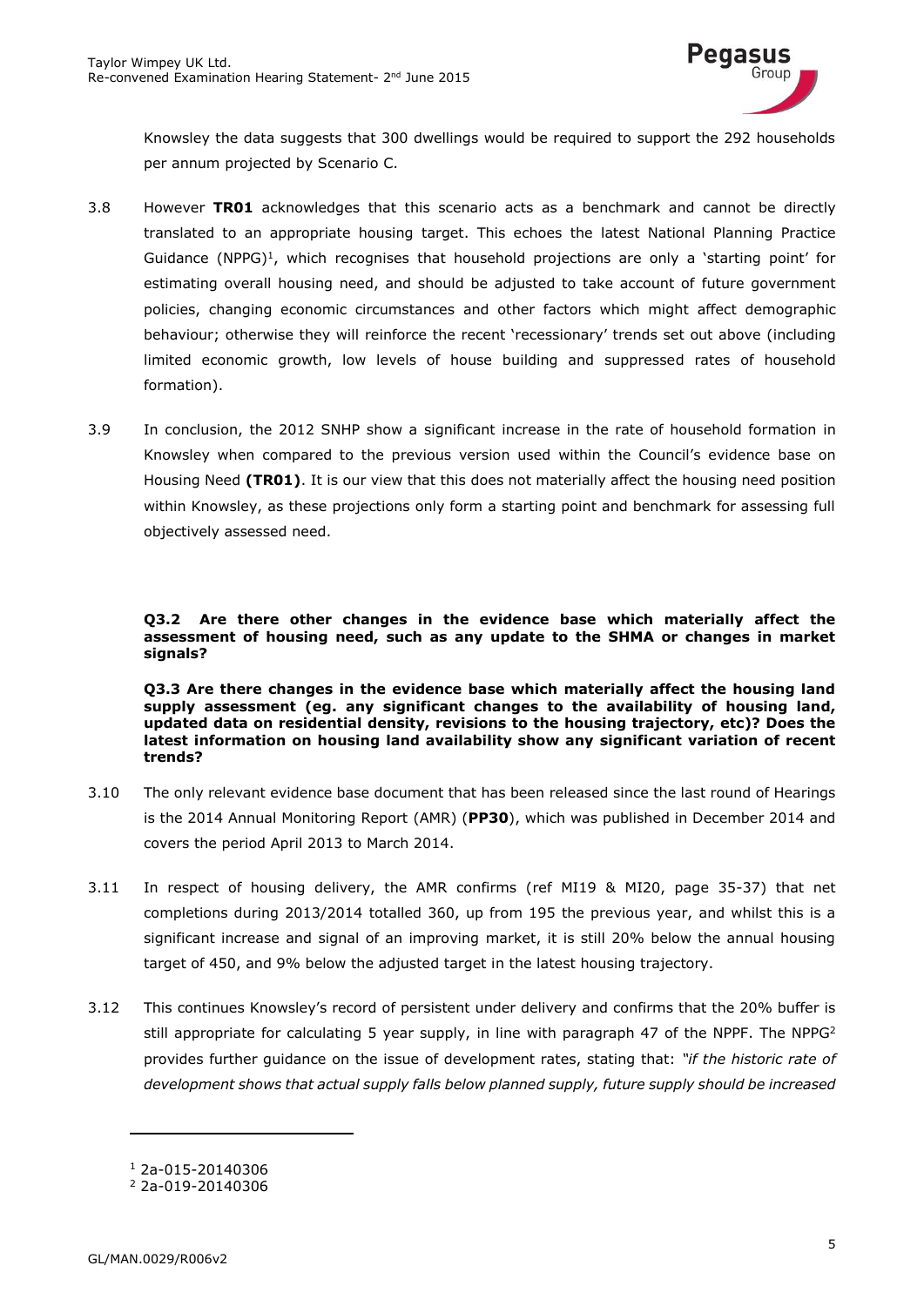Knowsley the data suggests that 300 dwellings would be required to support the 292 households per annum projected by Scenario C.

3.8 However **TR01** acknowledges that this scenario acts as a benchmark and cannot be directly translated to an appropriate housing target. This echoes the latest National Planning Practice Guidance (NPPG)[1], which recognises that household projections are only a 'starting point' for estimating overall housing need, and should be adjusted to take account of future government policies, changing economic circumstances and other factors which might affect demographic behaviour; otherwise they will reinforce the recent 'recessionary' trends set out above (including limited economic growth, low levels of house building and suppressed rates of household formation).

3.9 In conclusion, the 2012 SNHP show a significant increase in the rate of household formation in Knowsley when compared to the previous version used within the Council's evidence base on Housing Need **(TR01)**. It is our view that this does not materially affect the housing need position within Knowsley, as these projections only form a starting point and benchmark for assessing full objectively assessed need.

**Q3.2 Are there other changes in the evidence base which materially affect the assessment of housing need, such as any update to the SHMA or changes in market signals?**

**Q3.3 Are there changes in the evidence base which materially affect the housing land supply assessment (eg. any significant changes to the availability of housing land, updated data on residential density, revisions to the housing trajectory, etc)? Does the latest information on housing land availability show any significant variation of recent trends?**

3.10 The only relevant evidence base document that has been released since the last round of Hearings is the 2014 Annual Monitoring Report (AMR) (**PP30**), which was published in December 2014 and covers the period April 2013 to March 2014.

3.11 In respect of housing delivery, the AMR confirms (ref MI19 & MI20, page 35-37) that net completions during 2013/2014 totalled 360, up from 195 the previous year, and whilst this is a significant increase and signal of an improving market, it is still 20% below the annual housing target of 450, and 9% below the adjusted target in the latest housing trajectory.

3.12 This continues Knowsley's record of persistent under delivery and confirms that the 20% buffer is still appropriate for calculating 5 year supply, in line with paragraph 47 of the NPPF. The NPPG[2] provides further guidance on the issue of development rates, stating that: *"if the historic rate of development shows that actual supply falls below planned supply, future supply should be increased*

[1] 2a-015-20140306
[2] 2a-019-20140306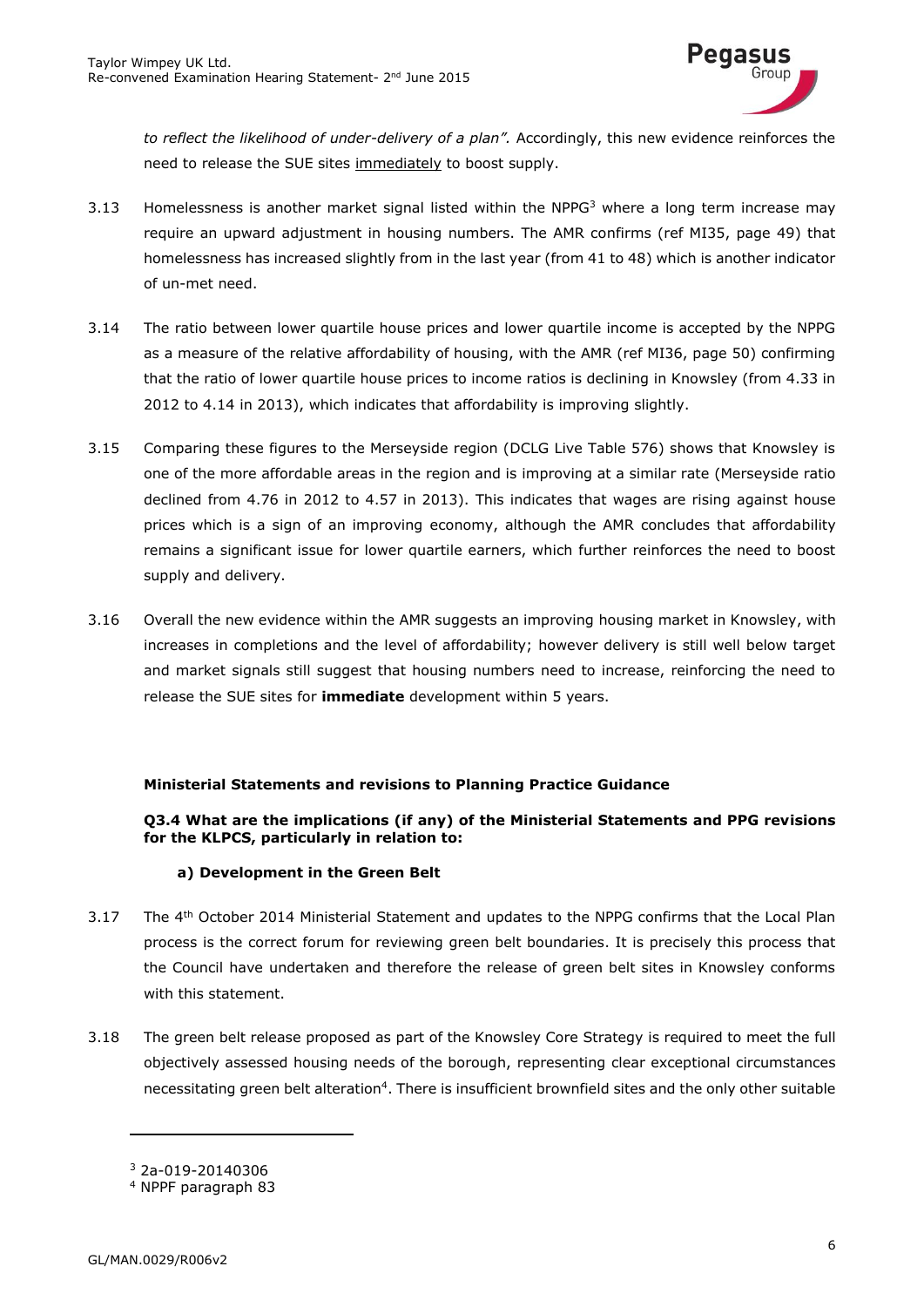*to reflect the likelihood of under-delivery of a plan".* Accordingly, this new evidence reinforces the need to release the SUE sites immediately to boost supply.

3.13 Homelessness is another market signal listed within the NPPG[3] where a long term increase may require an upward adjustment in housing numbers. The AMR confirms (ref MI35, page 49) that homelessness has increased slightly from in the last year (from 41 to 48) which is another indicator of un-met need.

3.14 The ratio between lower quartile house prices and lower quartile income is accepted by the NPPG as a measure of the relative affordability of housing, with the AMR (ref MI36, page 50) confirming that the ratio of lower quartile house prices to income ratios is declining in Knowsley (from 4.33 in 2012 to 4.14 in 2013), which indicates that affordability is improving slightly.

3.15 Comparing these figures to the Merseyside region (DCLG Live Table 576) shows that Knowsley is one of the more affordable areas in the region and is improving at a similar rate (Merseyside ratio declined from 4.76 in 2012 to 4.57 in 2013). This indicates that wages are rising against house prices which is a sign of an improving economy, although the AMR concludes that affordability remains a significant issue for lower quartile earners, which further reinforces the need to boost supply and delivery.

3.16 Overall the new evidence within the AMR suggests an improving housing market in Knowsley, with increases in completions and the level of affordability; however delivery is still well below target and market signals still suggest that housing numbers need to increase, reinforcing the need to release the SUE sites for **immediate** development within 5 years.

**Ministerial Statements and revisions to Planning Practice Guidance**

**Q3.4 What are the implications (if any) of the Ministerial Statements and PPG revisions for the KLPCS, particularly in relation to:**

**a) Development in the Green Belt**

3.17 The 4th October 2014 Ministerial Statement and updates to the NPPG confirms that the Local Plan process is the correct forum for reviewing green belt boundaries. It is precisely this process that the Council have undertaken and therefore the release of green belt sites in Knowsley conforms with this statement.

3.18 The green belt release proposed as part of the Knowsley Core Strategy is required to meet the full objectively assessed housing needs of the borough, representing clear exceptional circumstances necessitating green belt alteration[4]. There is insufficient brownfield sites and the only other suitable

---

[3] 2a-019-20140306

[4] NPPF paragraph 83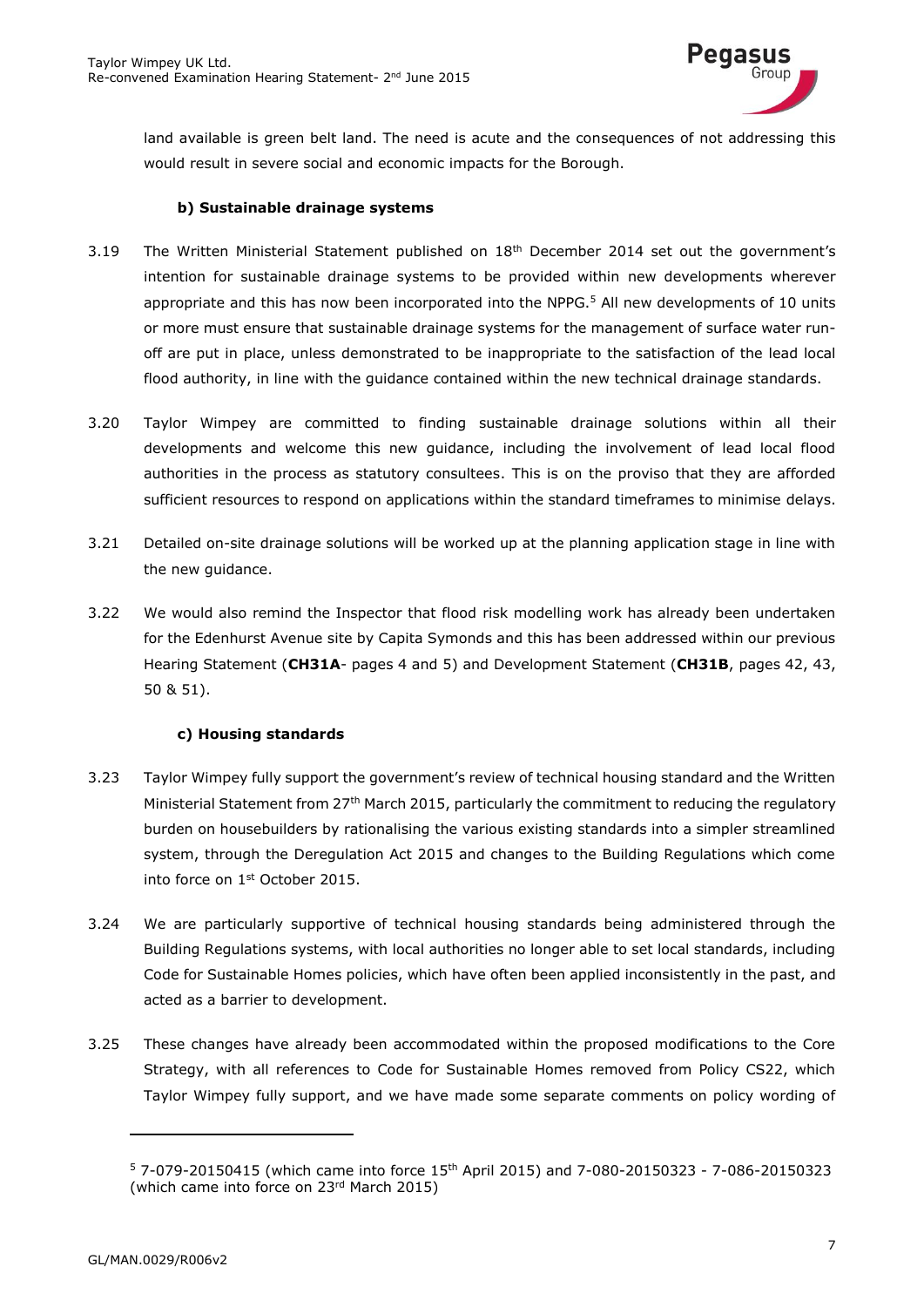land available is green belt land. The need is acute and the consequences of not addressing this would result in severe social and economic impacts for the Borough.

### b) Sustainable drainage systems

3.19 The Written Ministerial Statement published on 18th December 2014 set out the government's intention for sustainable drainage systems to be provided within new developments wherever appropriate and this has now been incorporated into the NPPG.[5] All new developments of 10 units or more must ensure that sustainable drainage systems for the management of surface water run-off are put in place, unless demonstrated to be inappropriate to the satisfaction of the lead local flood authority, in line with the guidance contained within the new technical drainage standards.

3.20 Taylor Wimpey are committed to finding sustainable drainage solutions within all their developments and welcome this new guidance, including the involvement of lead local flood authorities in the process as statutory consultees. This is on the proviso that they are afforded sufficient resources to respond on applications within the standard timeframes to minimise delays.

3.21 Detailed on-site drainage solutions will be worked up at the planning application stage in line with the new guidance.

3.22 We would also remind the Inspector that flood risk modelling work has already been undertaken for the Edenhurst Avenue site by Capita Symonds and this has been addressed within our previous Hearing Statement (**CH31A**- pages 4 and 5) and Development Statement (**CH31B**, pages 42, 43, 50 & 51).

### c) Housing standards

3.23 Taylor Wimpey fully support the government's review of technical housing standard and the Written Ministerial Statement from 27th March 2015, particularly the commitment to reducing the regulatory burden on housebuilders by rationalising the various existing standards into a simpler streamlined system, through the Deregulation Act 2015 and changes to the Building Regulations which come into force on 1st October 2015.

3.24 We are particularly supportive of technical housing standards being administered through the Building Regulations systems, with local authorities no longer able to set local standards, including Code for Sustainable Homes policies, which have often been applied inconsistently in the past, and acted as a barrier to development.

3.25 These changes have already been accommodated within the proposed modifications to the Core Strategy, with all references to Code for Sustainable Homes removed from Policy CS22, which Taylor Wimpey fully support, and we have made some separate comments on policy wording of

---

[5] 7-079-20150415 (which came into force 15th April 2015) and 7-080-20150323 - 7-086-20150323 (which came into force on 23rd March 2015)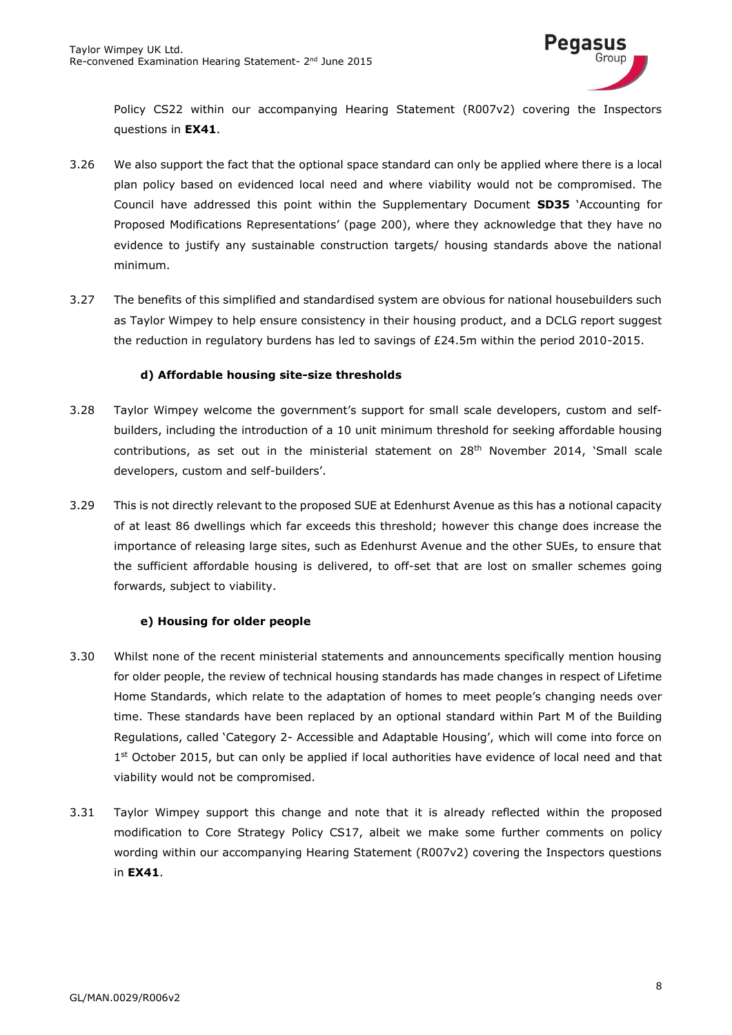Policy CS22 within our accompanying Hearing Statement (R007v2) covering the Inspectors questions in **EX41**.

3.26 We also support the fact that the optional space standard can only be applied where there is a local plan policy based on evidenced local need and where viability would not be compromised. The Council have addressed this point within the Supplementary Document **SD35** 'Accounting for Proposed Modifications Representations' (page 200), where they acknowledge that they have no evidence to justify any sustainable construction targets/ housing standards above the national minimum.

3.27 The benefits of this simplified and standardised system are obvious for national housebuilders such as Taylor Wimpey to help ensure consistency in their housing product, and a DCLG report suggest the reduction in regulatory burdens has led to savings of £24.5m within the period 2010-2015.

#### d) Affordable housing site-size thresholds

3.28 Taylor Wimpey welcome the government's support for small scale developers, custom and self-builders, including the introduction of a 10 unit minimum threshold for seeking affordable housing contributions, as set out in the ministerial statement on 28th November 2014, 'Small scale developers, custom and self-builders'.

3.29 This is not directly relevant to the proposed SUE at Edenhurst Avenue as this has a notional capacity of at least 86 dwellings which far exceeds this threshold; however this change does increase the importance of releasing large sites, such as Edenhurst Avenue and the other SUEs, to ensure that the sufficient affordable housing is delivered, to off-set that are lost on smaller schemes going forwards, subject to viability.

#### e) Housing for older people

3.30 Whilst none of the recent ministerial statements and announcements specifically mention housing for older people, the review of technical housing standards has made changes in respect of Lifetime Home Standards, which relate to the adaptation of homes to meet people's changing needs over time. These standards have been replaced by an optional standard within Part M of the Building Regulations, called 'Category 2- Accessible and Adaptable Housing', which will come into force on 1st October 2015, but can only be applied if local authorities have evidence of local need and that viability would not be compromised.

3.31 Taylor Wimpey support this change and note that it is already reflected within the proposed modification to Core Strategy Policy CS17, albeit we make some further comments on policy wording within our accompanying Hearing Statement (R007v2) covering the Inspectors questions in **EX41**.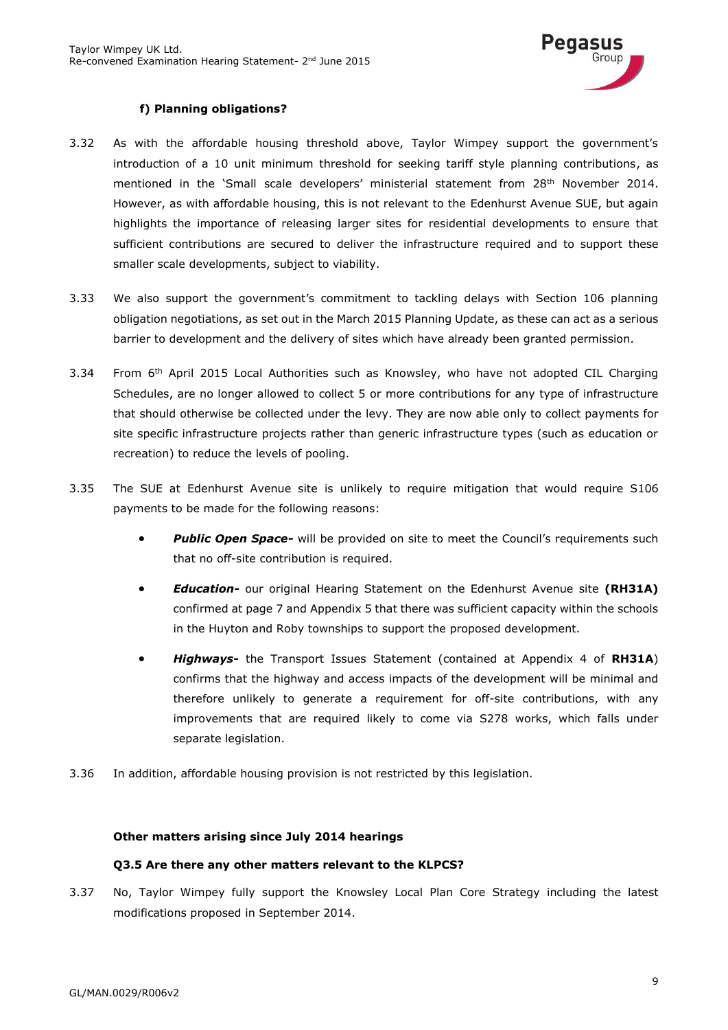**f) Planning obligations?**

3.32 As with the affordable housing threshold above, Taylor Wimpey support the government's introduction of a 10 unit minimum threshold for seeking tariff style planning contributions, as mentioned in the 'Small scale developers' ministerial statement from 28th November 2014. However, as with affordable housing, this is not relevant to the Edenhurst Avenue SUE, but again highlights the importance of releasing larger sites for residential developments to ensure that sufficient contributions are secured to deliver the infrastructure required and to support these smaller scale developments, subject to viability.

3.33 We also support the government's commitment to tackling delays with Section 106 planning obligation negotiations, as set out in the March 2015 Planning Update, as these can act as a serious barrier to development and the delivery of sites which have already been granted permission.

3.34 From 6th April 2015 Local Authorities such as Knowsley, who have not adopted CIL Charging Schedules, are no longer allowed to collect 5 or more contributions for any type of infrastructure that should otherwise be collected under the levy. They are now able only to collect payments for site specific infrastructure projects rather than generic infrastructure types (such as education or recreation) to reduce the levels of pooling.

3.35 The SUE at Edenhurst Avenue site is unlikely to require mitigation that would require S106 payments to be made for the following reasons:

- ***Public Open Space-*** will be provided on site to meet the Council's requirements such that no off-site contribution is required.
- ***Education-*** our original Hearing Statement on the Edenhurst Avenue site **(RH31A)** confirmed at page 7 and Appendix 5 that there was sufficient capacity within the schools in the Huyton and Roby townships to support the proposed development.
- ***Highways-*** the Transport Issues Statement (contained at Appendix 4 of **RH31A**) confirms that the highway and access impacts of the development will be minimal and therefore unlikely to generate a requirement for off-site contributions, with any improvements that are required likely to come via S278 works, which falls under separate legislation.

3.36 In addition, affordable housing provision is not restricted by this legislation.

**Other matters arising since July 2014 hearings**

**Q3.5 Are there any other matters relevant to the KLPCS?**

3.37 No, Taylor Wimpey fully support the Knowsley Local Plan Core Strategy including the latest modifications proposed in September 2014.